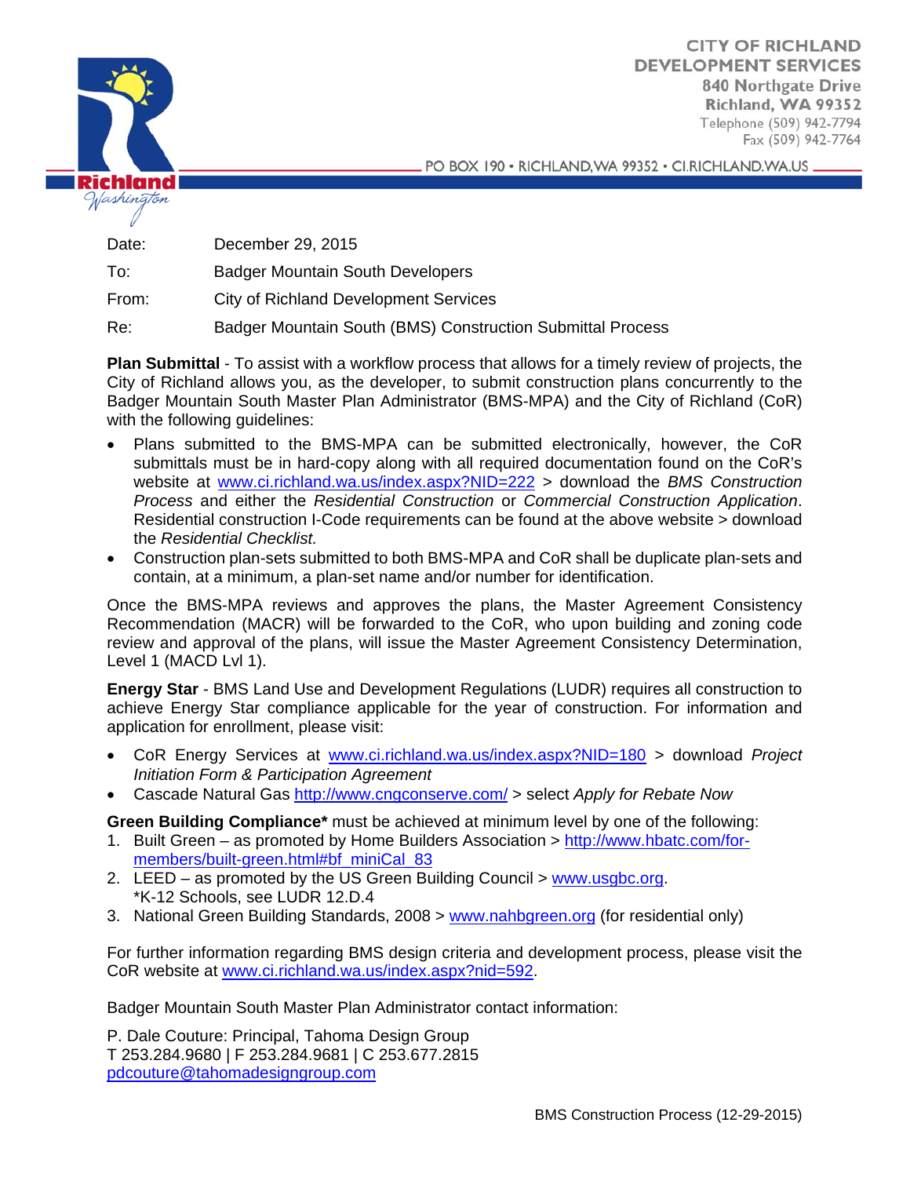CITY OF RICHLAND
DEVELOPMENT SERVICES
840 Northgate Drive
Richland, WA 99352
Telephone (509) 942-7794
Fax (509) 942-7764

PO BOX 190 • RICHLAND, WA 99352 • CI.RICHLAND.WA.US

Date: December 29, 2015

To: Badger Mountain South Developers

From: City of Richland Development Services

Re: Badger Mountain South (BMS) Construction Submittal Process

**Plan Submittal** - To assist with a workflow process that allows for a timely review of projects, the City of Richland allows you, as the developer, to submit construction plans concurrently to the Badger Mountain South Master Plan Administrator (BMS-MPA) and the City of Richland (CoR) with the following guidelines:

- Plans submitted to the BMS-MPA can be submitted electronically, however, the CoR submittals must be in hard-copy along with all required documentation found on the CoR's website at www.ci.richland.wa.us/index.aspx?NID=222 > download the *BMS Construction Process* and either the *Residential Construction* or *Commercial Construction Application*. Residential construction I-Code requirements can be found at the above website > download the *Residential Checklist.*
- Construction plan-sets submitted to both BMS-MPA and CoR shall be duplicate plan-sets and contain, at a minimum, a plan-set name and/or number for identification.

Once the BMS-MPA reviews and approves the plans, the Master Agreement Consistency Recommendation (MACR) will be forwarded to the CoR, who upon building and zoning code review and approval of the plans, will issue the Master Agreement Consistency Determination, Level 1 (MACD Lvl 1).

**Energy Star** - BMS Land Use and Development Regulations (LUDR) requires all construction to achieve Energy Star compliance applicable for the year of construction. For information and application for enrollment, please visit:

- CoR Energy Services at www.ci.richland.wa.us/index.aspx?NID=180 > download *Project Initiation Form & Participation Agreement*
- Cascade Natural Gas http://www.cngconserve.com/ > select *Apply for Rebate Now*

**Green Building Compliance*** must be achieved at minimum level by one of the following:

1. Built Green – as promoted by Home Builders Association > http://www.hbatc.com/for-members/built-green.html#bf_miniCal_83
2. LEED – as promoted by the US Green Building Council > www.usgbc.org.
   *K-12 Schools, see LUDR 12.D.4
3. National Green Building Standards, 2008 > www.nahbgreen.org (for residential only)

For further information regarding BMS design criteria and development process, please visit the CoR website at www.ci.richland.wa.us/index.aspx?nid=592.

Badger Mountain South Master Plan Administrator contact information:

P. Dale Couture: Principal, Tahoma Design Group
T 253.284.9680 | F 253.284.9681 | C 253.677.2815
pdcouture@tahomadesigngroup.com

BMS Construction Process (12-29-2015)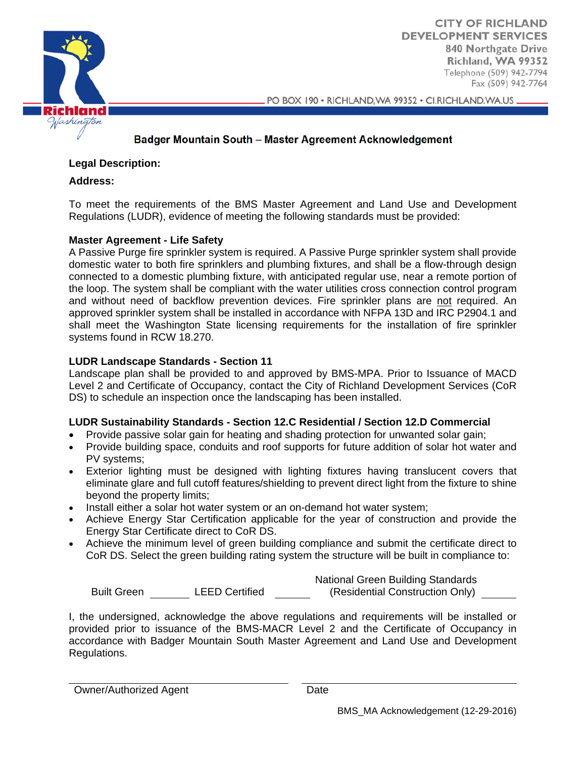CITY OF RICHLAND
DEVELOPMENT SERVICES
840 Northgate Drive
Richland, WA 99352
Telephone (509) 942-7794
Fax (509) 942-7764

PO BOX 190 • RICHLAND,WA 99352 • CI.RICHLAND.WA.US

## Badger Mountain South – Master Agreement Acknowledgement

**Legal Description:**

**Address:**

To meet the requirements of the BMS Master Agreement and Land Use and Development Regulations (LUDR), evidence of meeting the following standards must be provided:

**Master Agreement - Life Safety**
A Passive Purge fire sprinkler system is required. A Passive Purge sprinkler system shall provide domestic water to both fire sprinklers and plumbing fixtures, and shall be a flow-through design connected to a domestic plumbing fixture, with anticipated regular use, near a remote portion of the loop. The system shall be compliant with the water utilities cross connection control program and without need of backflow prevention devices. Fire sprinkler plans are not required. An approved sprinkler system shall be installed in accordance with NFPA 13D and IRC P2904.1 and shall meet the Washington State licensing requirements for the installation of fire sprinkler systems found in RCW 18.270.

**LUDR Landscape Standards - Section 11**
Landscape plan shall be provided to and approved by BMS-MPA. Prior to Issuance of MACD Level 2 and Certificate of Occupancy, contact the City of Richland Development Services (CoR DS) to schedule an inspection once the landscaping has been installed.

**LUDR Sustainability Standards - Section 12.C Residential / Section 12.D Commercial**

- Provide passive solar gain for heating and shading protection for unwanted solar gain;
- Provide building space, conduits and roof supports for future addition of solar hot water and PV systems;
- Exterior lighting must be designed with lighting fixtures having translucent covers that eliminate glare and full cutoff features/shielding to prevent direct light from the fixture to shine beyond the property limits;
- Install either a solar hot water system or an on-demand hot water system;
- Achieve Energy Star Certification applicable for the year of construction and provide the Energy Star Certificate direct to CoR DS.
- Achieve the minimum level of green building compliance and submit the certificate direct to CoR DS. Select the green building rating system the structure will be built in compliance to:

Built Green _______ LEED Certified _______ National Green Building Standards (Residential Construction Only) _______

I, the undersigned, acknowledge the above regulations and requirements will be installed or provided prior to issuance of the BMS-MACR Level 2 and the Certificate of Occupancy in accordance with Badger Mountain South Master Agreement and Land Use and Development Regulations.

_______________________________ _______________________________
Owner/Authorized Agent Date

BMS_MA Acknowledgement (12-29-2016)